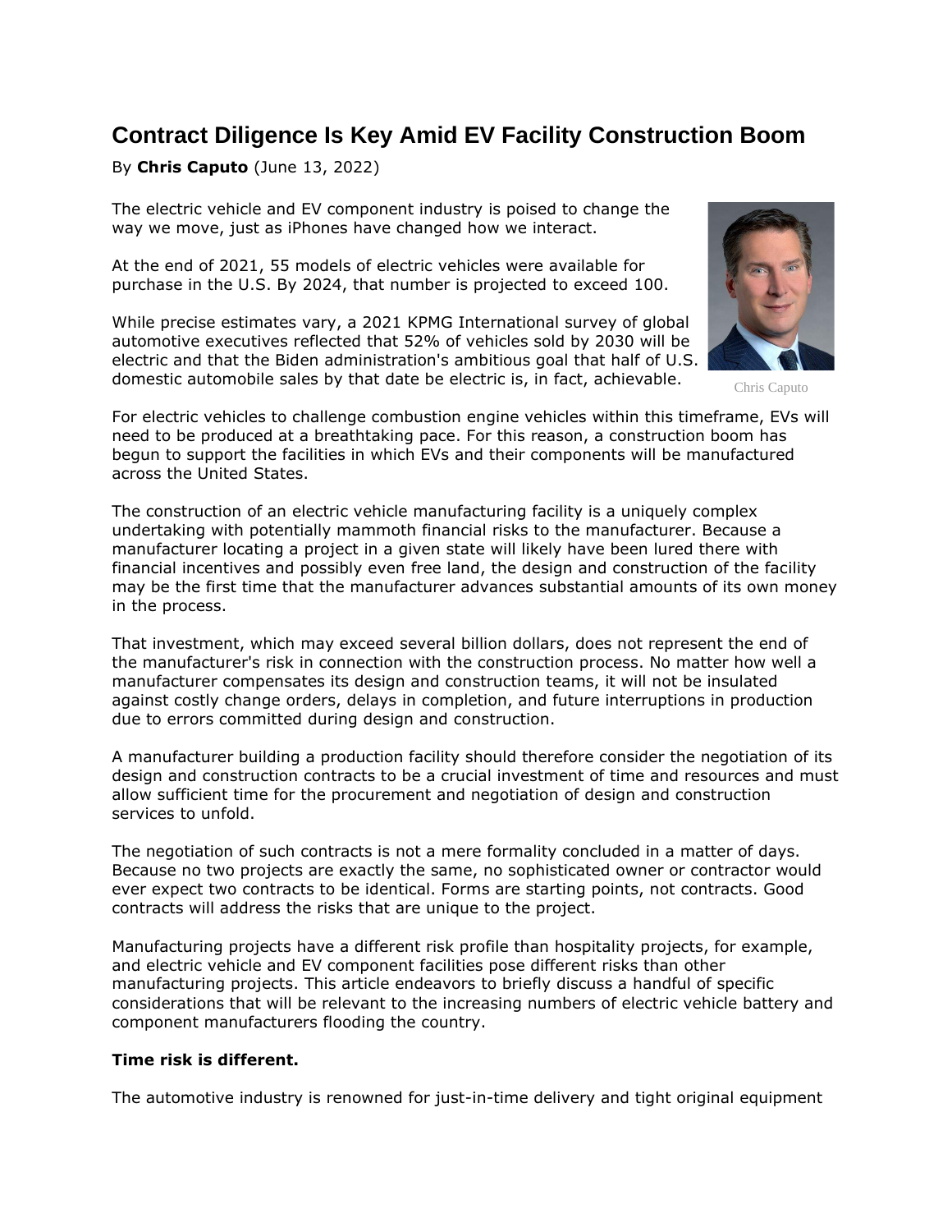# Contract Diligence Is Key Amid EV Facility Construction Boom

By **Chris Caputo** (June 13, 2022)

The electric vehicle and EV component industry is poised to change the way we move, just as iPhones have changed how we interact.

At the end of 2021, 55 models of electric vehicles were available for purchase in the U.S. By 2024, that number is projected to exceed 100.

While precise estimates vary, a 2021 KPMG International survey of global automotive executives reflected that 52% of vehicles sold by 2030 will be electric and that the Biden administration's ambitious goal that half of U.S. domestic automobile sales by that date be electric is, in fact, achievable.

Chris Caputo

For electric vehicles to challenge combustion engine vehicles within this timeframe, EVs will need to be produced at a breathtaking pace. For this reason, a construction boom has begun to support the facilities in which EVs and their components will be manufactured across the United States.

The construction of an electric vehicle manufacturing facility is a uniquely complex undertaking with potentially mammoth financial risks to the manufacturer. Because a manufacturer locating a project in a given state will likely have been lured there with financial incentives and possibly even free land, the design and construction of the facility may be the first time that the manufacturer advances substantial amounts of its own money in the process.

That investment, which may exceed several billion dollars, does not represent the end of the manufacturer's risk in connection with the construction process. No matter how well a manufacturer compensates its design and construction teams, it will not be insulated against costly change orders, delays in completion, and future interruptions in production due to errors committed during design and construction.

A manufacturer building a production facility should therefore consider the negotiation of its design and construction contracts to be a crucial investment of time and resources and must allow sufficient time for the procurement and negotiation of design and construction services to unfold.

The negotiation of such contracts is not a mere formality concluded in a matter of days. Because no two projects are exactly the same, no sophisticated owner or contractor would ever expect two contracts to be identical. Forms are starting points, not contracts. Good contracts will address the risks that are unique to the project.

Manufacturing projects have a different risk profile than hospitality projects, for example, and electric vehicle and EV component facilities pose different risks than other manufacturing projects. This article endeavors to briefly discuss a handful of specific considerations that will be relevant to the increasing numbers of electric vehicle battery and component manufacturers flooding the country.

**Time risk is different.**

The automotive industry is renowned for just-in-time delivery and tight original equipment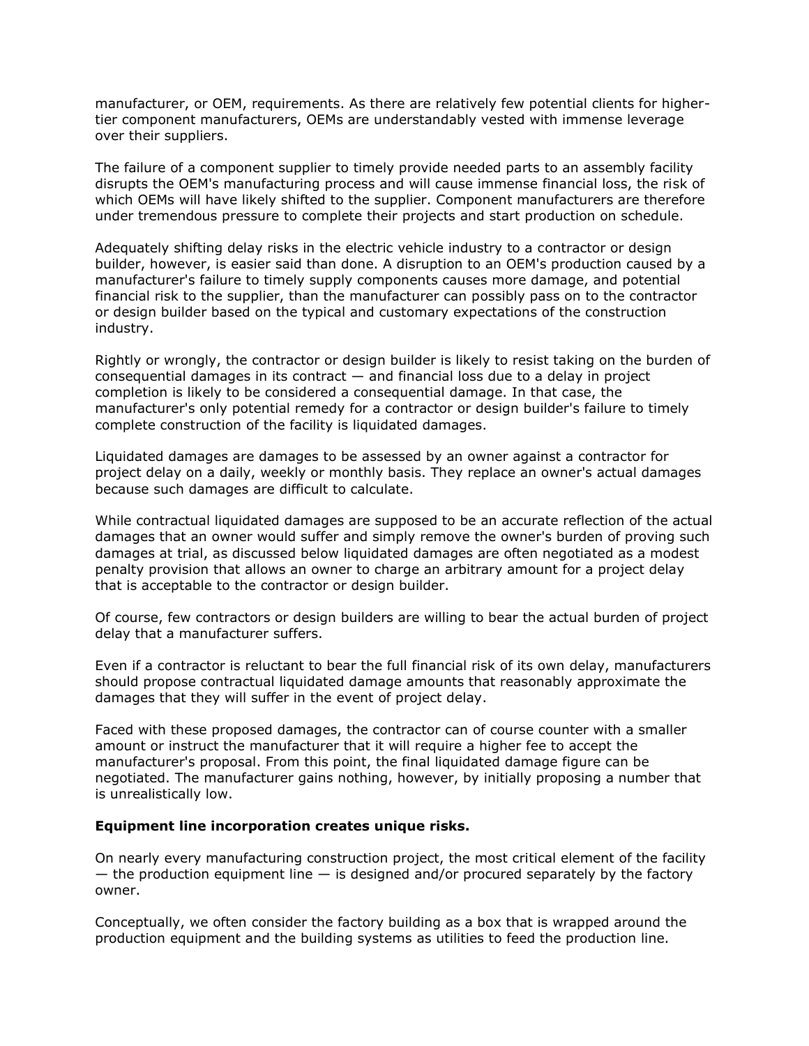manufacturer, or OEM, requirements. As there are relatively few potential clients for higher-tier component manufacturers, OEMs are understandably vested with immense leverage over their suppliers.

The failure of a component supplier to timely provide needed parts to an assembly facility disrupts the OEM's manufacturing process and will cause immense financial loss, the risk of which OEMs will have likely shifted to the supplier. Component manufacturers are therefore under tremendous pressure to complete their projects and start production on schedule.

Adequately shifting delay risks in the electric vehicle industry to a contractor or design builder, however, is easier said than done. A disruption to an OEM's production caused by a manufacturer's failure to timely supply components causes more damage, and potential financial risk to the supplier, than the manufacturer can possibly pass on to the contractor or design builder based on the typical and customary expectations of the construction industry.

Rightly or wrongly, the contractor or design builder is likely to resist taking on the burden of consequential damages in its contract — and financial loss due to a delay in project completion is likely to be considered a consequential damage. In that case, the manufacturer's only potential remedy for a contractor or design builder's failure to timely complete construction of the facility is liquidated damages.

Liquidated damages are damages to be assessed by an owner against a contractor for project delay on a daily, weekly or monthly basis. They replace an owner's actual damages because such damages are difficult to calculate.

While contractual liquidated damages are supposed to be an accurate reflection of the actual damages that an owner would suffer and simply remove the owner's burden of proving such damages at trial, as discussed below liquidated damages are often negotiated as a modest penalty provision that allows an owner to charge an arbitrary amount for a project delay that is acceptable to the contractor or design builder.

Of course, few contractors or design builders are willing to bear the actual burden of project delay that a manufacturer suffers.

Even if a contractor is reluctant to bear the full financial risk of its own delay, manufacturers should propose contractual liquidated damage amounts that reasonably approximate the damages that they will suffer in the event of project delay.

Faced with these proposed damages, the contractor can of course counter with a smaller amount or instruct the manufacturer that it will require a higher fee to accept the manufacturer's proposal. From this point, the final liquidated damage figure can be negotiated. The manufacturer gains nothing, however, by initially proposing a number that is unrealistically low.

**Equipment line incorporation creates unique risks.**

On nearly every manufacturing construction project, the most critical element of the facility — the production equipment line — is designed and/or procured separately by the factory owner.

Conceptually, we often consider the factory building as a box that is wrapped around the production equipment and the building systems as utilities to feed the production line.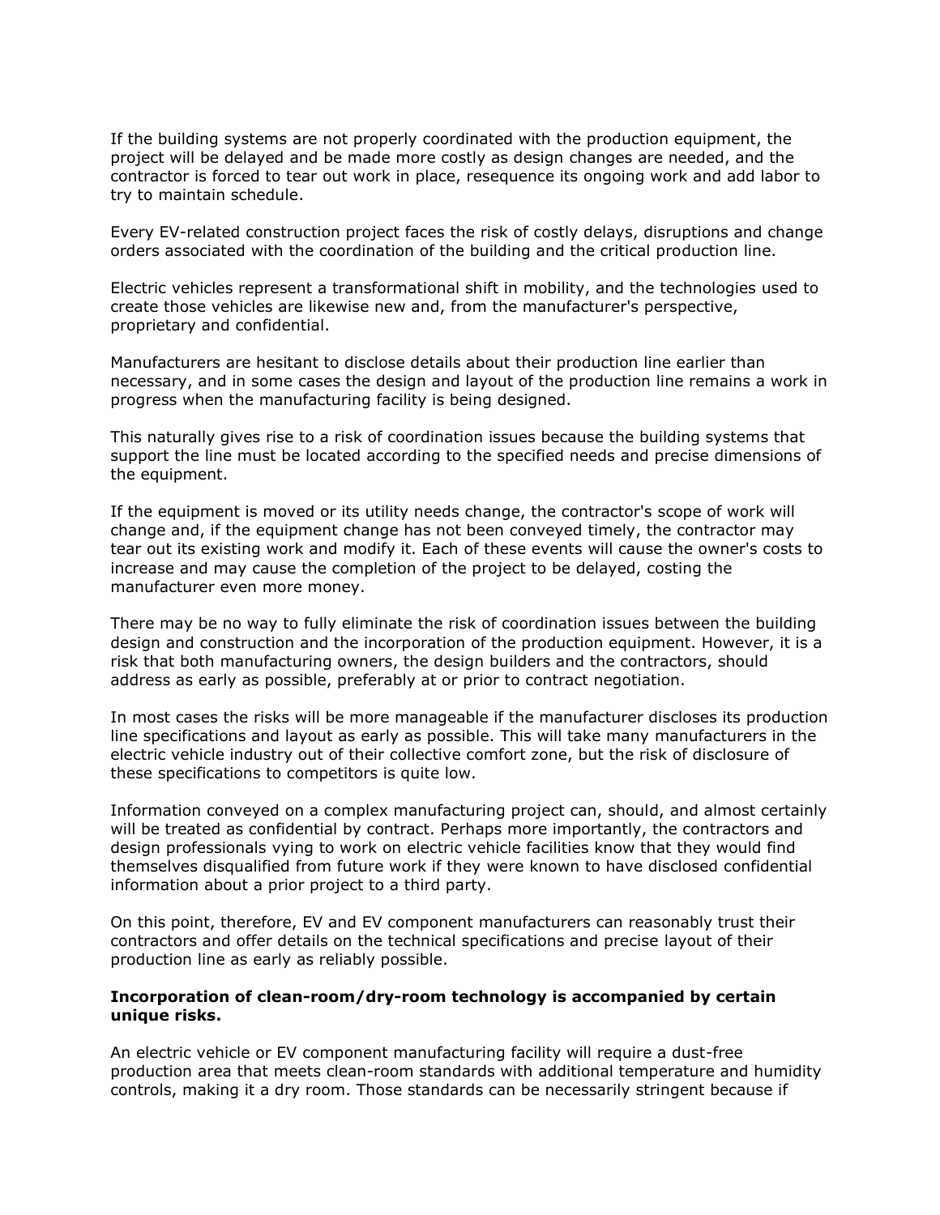If the building systems are not properly coordinated with the production equipment, the project will be delayed and be made more costly as design changes are needed, and the contractor is forced to tear out work in place, resequence its ongoing work and add labor to try to maintain schedule.

Every EV-related construction project faces the risk of costly delays, disruptions and change orders associated with the coordination of the building and the critical production line.

Electric vehicles represent a transformational shift in mobility, and the technologies used to create those vehicles are likewise new and, from the manufacturer's perspective, proprietary and confidential.

Manufacturers are hesitant to disclose details about their production line earlier than necessary, and in some cases the design and layout of the production line remains a work in progress when the manufacturing facility is being designed.

This naturally gives rise to a risk of coordination issues because the building systems that support the line must be located according to the specified needs and precise dimensions of the equipment.

If the equipment is moved or its utility needs change, the contractor's scope of work will change and, if the equipment change has not been conveyed timely, the contractor may tear out its existing work and modify it. Each of these events will cause the owner's costs to increase and may cause the completion of the project to be delayed, costing the manufacturer even more money.

There may be no way to fully eliminate the risk of coordination issues between the building design and construction and the incorporation of the production equipment. However, it is a risk that both manufacturing owners, the design builders and the contractors, should address as early as possible, preferably at or prior to contract negotiation.

In most cases the risks will be more manageable if the manufacturer discloses its production line specifications and layout as early as possible. This will take many manufacturers in the electric vehicle industry out of their collective comfort zone, but the risk of disclosure of these specifications to competitors is quite low.

Information conveyed on a complex manufacturing project can, should, and almost certainly will be treated as confidential by contract. Perhaps more importantly, the contractors and design professionals vying to work on electric vehicle facilities know that they would find themselves disqualified from future work if they were known to have disclosed confidential information about a prior project to a third party.

On this point, therefore, EV and EV component manufacturers can reasonably trust their contractors and offer details on the technical specifications and precise layout of their production line as early as reliably possible.

**Incorporation of clean-room/dry-room technology is accompanied by certain unique risks.**

An electric vehicle or EV component manufacturing facility will require a dust-free production area that meets clean-room standards with additional temperature and humidity controls, making it a dry room. Those standards can be necessarily stringent because if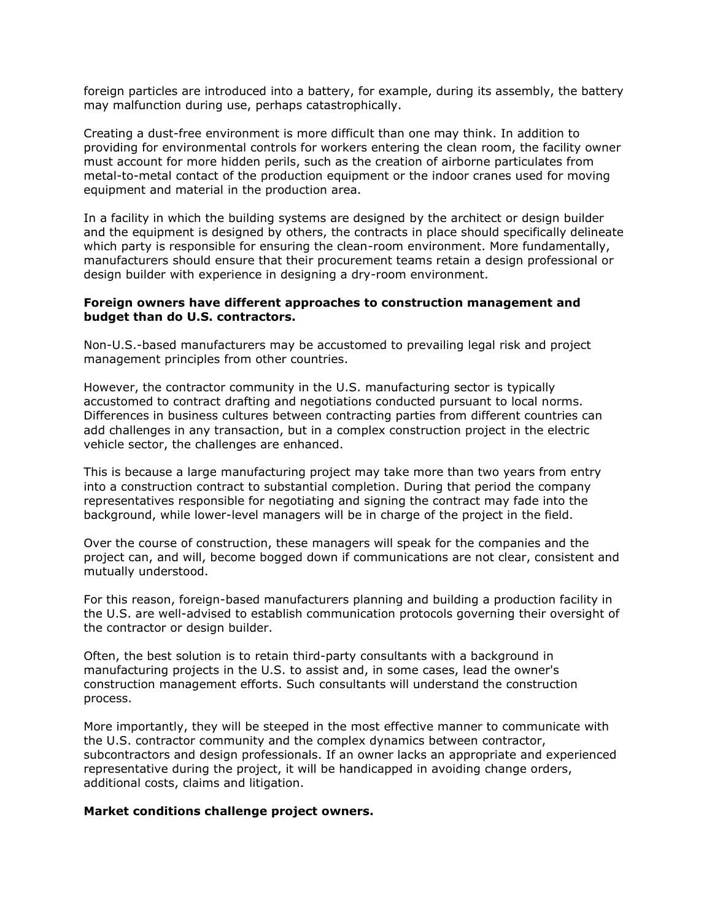foreign particles are introduced into a battery, for example, during its assembly, the battery may malfunction during use, perhaps catastrophically.

Creating a dust-free environment is more difficult than one may think. In addition to providing for environmental controls for workers entering the clean room, the facility owner must account for more hidden perils, such as the creation of airborne particulates from metal-to-metal contact of the production equipment or the indoor cranes used for moving equipment and material in the production area.

In a facility in which the building systems are designed by the architect or design builder and the equipment is designed by others, the contracts in place should specifically delineate which party is responsible for ensuring the clean-room environment. More fundamentally, manufacturers should ensure that their procurement teams retain a design professional or design builder with experience in designing a dry-room environment.

**Foreign owners have different approaches to construction management and budget than do U.S. contractors.**

Non-U.S.-based manufacturers may be accustomed to prevailing legal risk and project management principles from other countries.

However, the contractor community in the U.S. manufacturing sector is typically accustomed to contract drafting and negotiations conducted pursuant to local norms. Differences in business cultures between contracting parties from different countries can add challenges in any transaction, but in a complex construction project in the electric vehicle sector, the challenges are enhanced.

This is because a large manufacturing project may take more than two years from entry into a construction contract to substantial completion. During that period the company representatives responsible for negotiating and signing the contract may fade into the background, while lower-level managers will be in charge of the project in the field.

Over the course of construction, these managers will speak for the companies and the project can, and will, become bogged down if communications are not clear, consistent and mutually understood.

For this reason, foreign-based manufacturers planning and building a production facility in the U.S. are well-advised to establish communication protocols governing their oversight of the contractor or design builder.

Often, the best solution is to retain third-party consultants with a background in manufacturing projects in the U.S. to assist and, in some cases, lead the owner's construction management efforts. Such consultants will understand the construction process.

More importantly, they will be steeped in the most effective manner to communicate with the U.S. contractor community and the complex dynamics between contractor, subcontractors and design professionals. If an owner lacks an appropriate and experienced representative during the project, it will be handicapped in avoiding change orders, additional costs, claims and litigation.

**Market conditions challenge project owners.**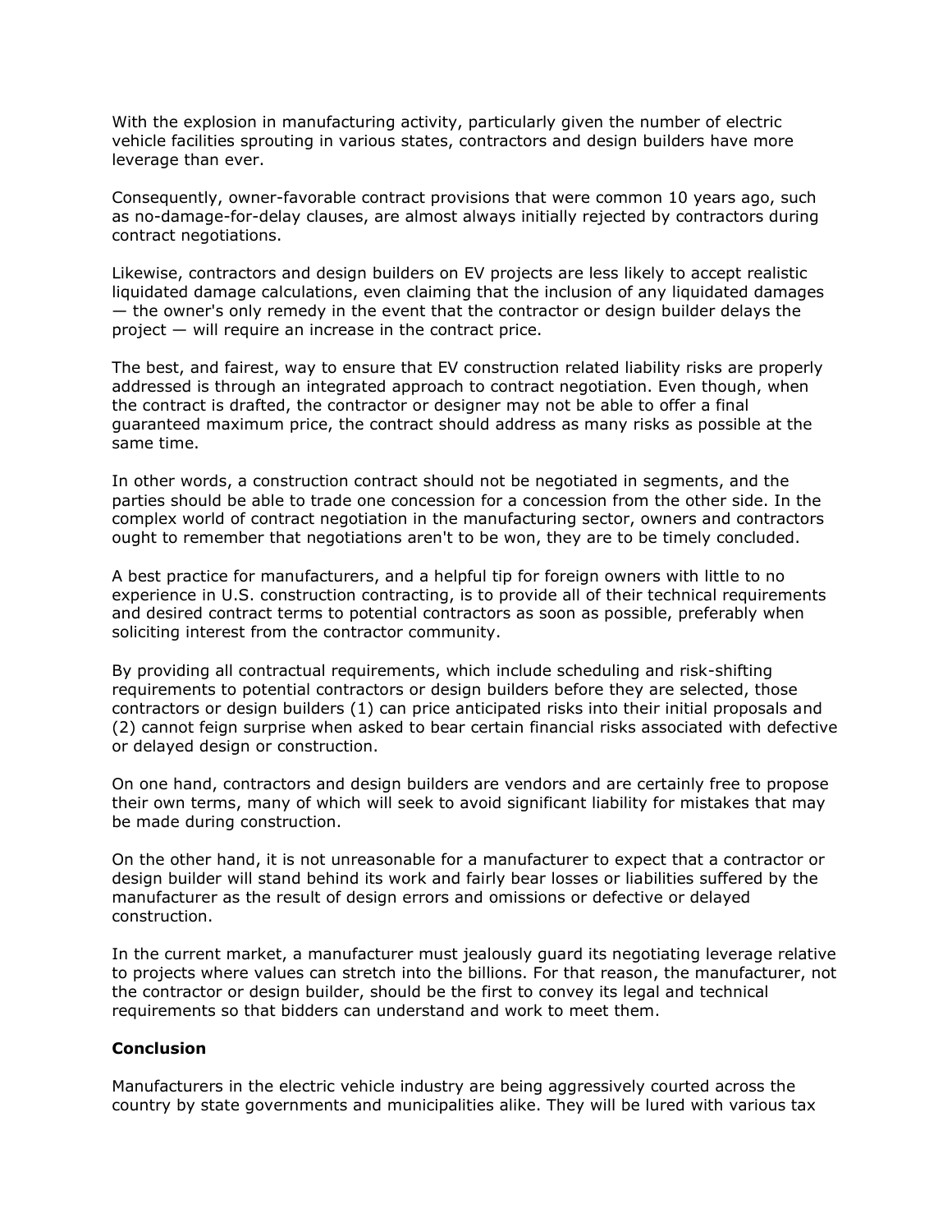With the explosion in manufacturing activity, particularly given the number of electric vehicle facilities sprouting in various states, contractors and design builders have more leverage than ever.

Consequently, owner-favorable contract provisions that were common 10 years ago, such as no-damage-for-delay clauses, are almost always initially rejected by contractors during contract negotiations.

Likewise, contractors and design builders on EV projects are less likely to accept realistic liquidated damage calculations, even claiming that the inclusion of any liquidated damages — the owner's only remedy in the event that the contractor or design builder delays the project — will require an increase in the contract price.

The best, and fairest, way to ensure that EV construction related liability risks are properly addressed is through an integrated approach to contract negotiation. Even though, when the contract is drafted, the contractor or designer may not be able to offer a final guaranteed maximum price, the contract should address as many risks as possible at the same time.

In other words, a construction contract should not be negotiated in segments, and the parties should be able to trade one concession for a concession from the other side. In the complex world of contract negotiation in the manufacturing sector, owners and contractors ought to remember that negotiations aren't to be won, they are to be timely concluded.

A best practice for manufacturers, and a helpful tip for foreign owners with little to no experience in U.S. construction contracting, is to provide all of their technical requirements and desired contract terms to potential contractors as soon as possible, preferably when soliciting interest from the contractor community.

By providing all contractual requirements, which include scheduling and risk-shifting requirements to potential contractors or design builders before they are selected, those contractors or design builders (1) can price anticipated risks into their initial proposals and (2) cannot feign surprise when asked to bear certain financial risks associated with defective or delayed design or construction.

On one hand, contractors and design builders are vendors and are certainly free to propose their own terms, many of which will seek to avoid significant liability for mistakes that may be made during construction.

On the other hand, it is not unreasonable for a manufacturer to expect that a contractor or design builder will stand behind its work and fairly bear losses or liabilities suffered by the manufacturer as the result of design errors and omissions or defective or delayed construction.

In the current market, a manufacturer must jealously guard its negotiating leverage relative to projects where values can stretch into the billions. For that reason, the manufacturer, not the contractor or design builder, should be the first to convey its legal and technical requirements so that bidders can understand and work to meet them.

**Conclusion**

Manufacturers in the electric vehicle industry are being aggressively courted across the country by state governments and municipalities alike. They will be lured with various tax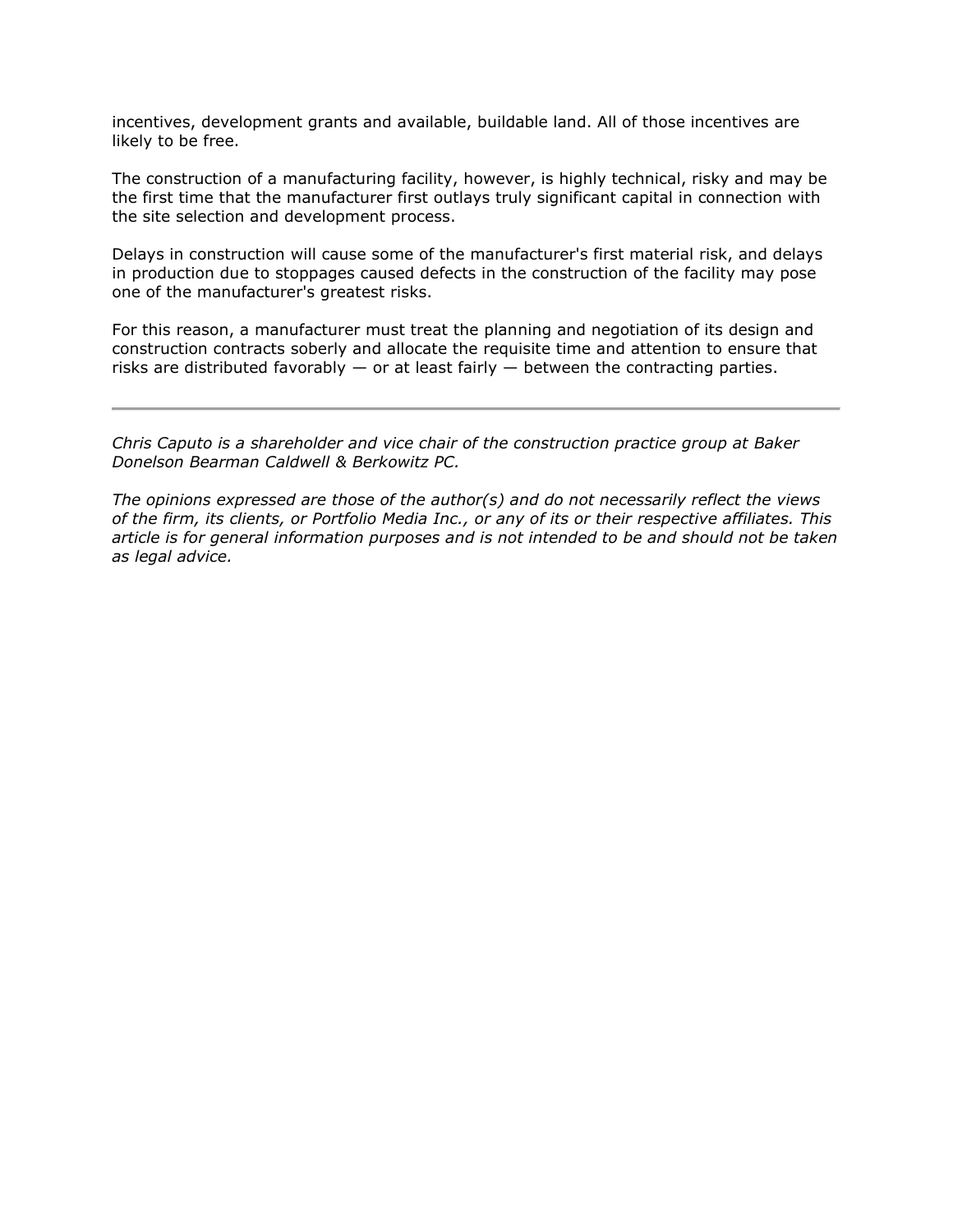incentives, development grants and available, buildable land. All of those incentives are likely to be free.

The construction of a manufacturing facility, however, is highly technical, risky and may be the first time that the manufacturer first outlays truly significant capital in connection with the site selection and development process.

Delays in construction will cause some of the manufacturer's first material risk, and delays in production due to stoppages caused defects in the construction of the facility may pose one of the manufacturer's greatest risks.

For this reason, a manufacturer must treat the planning and negotiation of its design and construction contracts soberly and allocate the requisite time and attention to ensure that risks are distributed favorably — or at least fairly — between the contracting parties.

---

*Chris Caputo is a shareholder and vice chair of the construction practice group at Baker Donelson Bearman Caldwell & Berkowitz PC.*

*The opinions expressed are those of the author(s) and do not necessarily reflect the views of the firm, its clients, or Portfolio Media Inc., or any of its or their respective affiliates. This article is for general information purposes and is not intended to be and should not be taken as legal advice.*